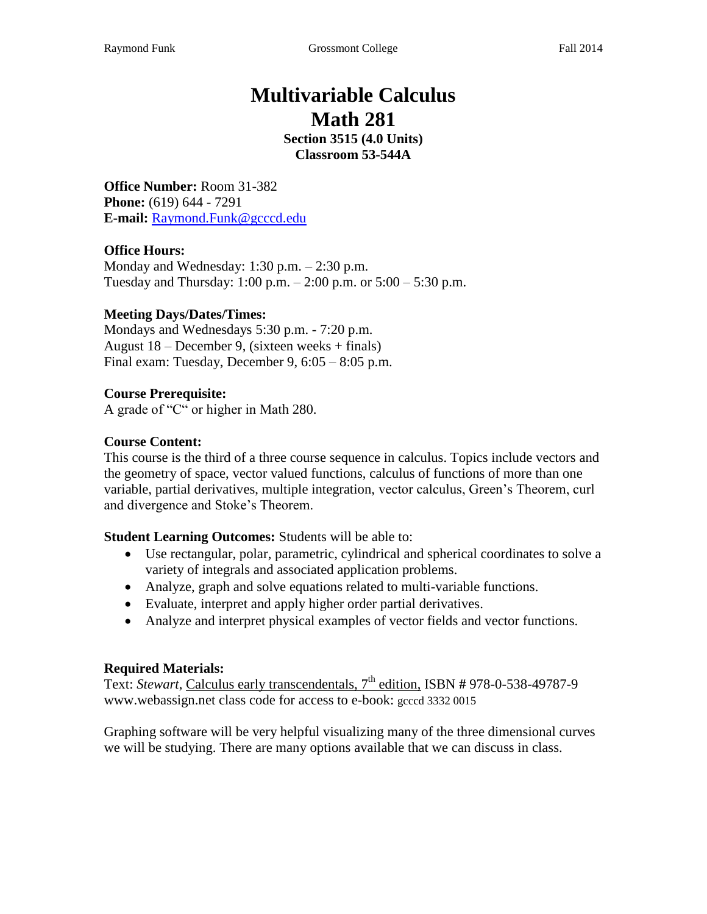# Multivariable Calculus
# Math 281

**Section 3515 (4.0 Units)**
**Classroom 53-544A**

**Office Number:** Room 31-382
**Phone:** (619) 644 - 7291
**E-mail:** Raymond.Funk@gcccd.edu

**Office Hours:**
Monday and Wednesday: 1:30 p.m. – 2:30 p.m.
Tuesday and Thursday: 1:00 p.m. – 2:00 p.m. or 5:00 – 5:30 p.m.

**Meeting Days/Dates/Times:**
Mondays and Wednesdays 5:30 p.m. - 7:20 p.m.
August 18 – December 9, (sixteen weeks + finals)
Final exam: Tuesday, December 9, 6:05 – 8:05 p.m.

**Course Prerequisite:**
A grade of "C" or higher in Math 280.

**Course Content:**
This course is the third of a three course sequence in calculus. Topics include vectors and the geometry of space, vector valued functions, calculus of functions of more than one variable, partial derivatives, multiple integration, vector calculus, Green's Theorem, curl and divergence and Stoke's Theorem.

**Student Learning Outcomes:** Students will be able to:

- Use rectangular, polar, parametric, cylindrical and spherical coordinates to solve a variety of integrals and associated application problems.
- Analyze, graph and solve equations related to multi-variable functions.
- Evaluate, interpret and apply higher order partial derivatives.
- Analyze and interpret physical examples of vector fields and vector functions.

**Required Materials:**
Text: *Stewart*, Calculus early transcendentals, 7th edition, ISBN **#** 978-0-538-49787-9
www.webassign.net class code for access to e-book: gcccd 3332 0015

Graphing software will be very helpful visualizing many of the three dimensional curves we will be studying. There are many options available that we can discuss in class.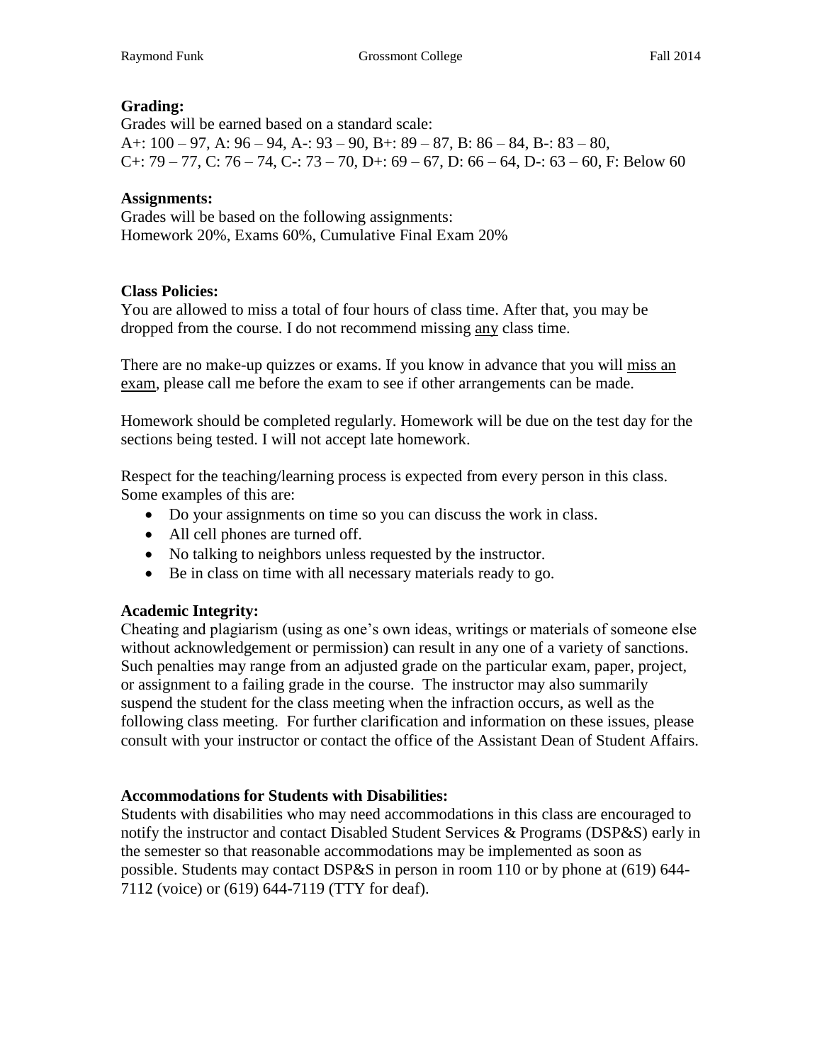**Grading:**
Grades will be earned based on a standard scale:
A+: 100 – 97, A: 96 – 94, A-: 93 – 90, B+: 89 – 87, B: 86 – 84, B-: 83 – 80,
C+: 79 – 77, C: 76 – 74, C-: 73 – 70, D+: 69 – 67, D: 66 – 64, D-: 63 – 60, F: Below 60

**Assignments:**
Grades will be based on the following assignments:
Homework 20%, Exams 60%, Cumulative Final Exam 20%

**Class Policies:**
You are allowed to miss a total of four hours of class time. After that, you may be dropped from the course. I do not recommend missing <u>any</u> class time.

There are no make-up quizzes or exams. If you know in advance that you will <u>miss an exam</u>, please call me before the exam to see if other arrangements can be made.

Homework should be completed regularly. Homework will be due on the test day for the sections being tested. I will not accept late homework.

Respect for the teaching/learning process is expected from every person in this class. Some examples of this are:

- Do your assignments on time so you can discuss the work in class.
- All cell phones are turned off.
- No talking to neighbors unless requested by the instructor.
- Be in class on time with all necessary materials ready to go.

**Academic Integrity:**
Cheating and plagiarism (using as one's own ideas, writings or materials of someone else without acknowledgement or permission) can result in any one of a variety of sanctions. Such penalties may range from an adjusted grade on the particular exam, paper, project, or assignment to a failing grade in the course. The instructor may also summarily suspend the student for the class meeting when the infraction occurs, as well as the following class meeting. For further clarification and information on these issues, please consult with your instructor or contact the office of the Assistant Dean of Student Affairs.

**Accommodations for Students with Disabilities:**
Students with disabilities who may need accommodations in this class are encouraged to notify the instructor and contact Disabled Student Services & Programs (DSP&S) early in the semester so that reasonable accommodations may be implemented as soon as possible. Students may contact DSP&S in person in room 110 or by phone at (619) 644-7112 (voice) or (619) 644-7119 (TTY for deaf).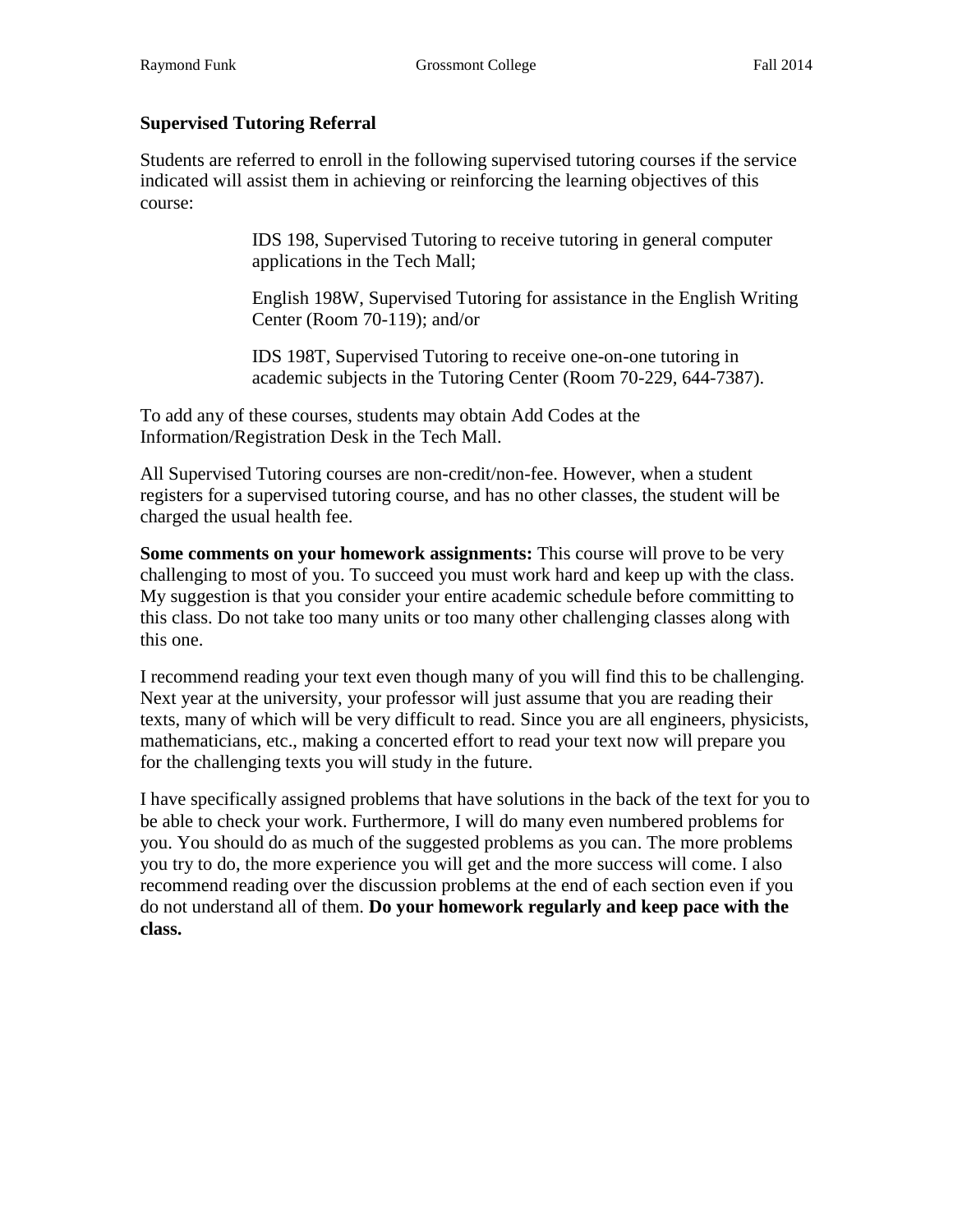**Supervised Tutoring Referral**

Students are referred to enroll in the following supervised tutoring courses if the service indicated will assist them in achieving or reinforcing the learning objectives of this course:

> IDS 198, Supervised Tutoring to receive tutoring in general computer applications in the Tech Mall;
>
> English 198W, Supervised Tutoring for assistance in the English Writing Center (Room 70-119); and/or
>
> IDS 198T, Supervised Tutoring to receive one-on-one tutoring in academic subjects in the Tutoring Center (Room 70-229, 644-7387).

To add any of these courses, students may obtain Add Codes at the Information/Registration Desk in the Tech Mall.

All Supervised Tutoring courses are non-credit/non-fee. However, when a student registers for a supervised tutoring course, and has no other classes, the student will be charged the usual health fee.

**Some comments on your homework assignments:** This course will prove to be very challenging to most of you. To succeed you must work hard and keep up with the class. My suggestion is that you consider your entire academic schedule before committing to this class. Do not take too many units or too many other challenging classes along with this one.

I recommend reading your text even though many of you will find this to be challenging. Next year at the university, your professor will just assume that you are reading their texts, many of which will be very difficult to read. Since you are all engineers, physicists, mathematicians, etc., making a concerted effort to read your text now will prepare you for the challenging texts you will study in the future.

I have specifically assigned problems that have solutions in the back of the text for you to be able to check your work. Furthermore, I will do many even numbered problems for you. You should do as much of the suggested problems as you can. The more problems you try to do, the more experience you will get and the more success will come. I also recommend reading over the discussion problems at the end of each section even if you do not understand all of them. **Do your homework regularly and keep pace with the class.**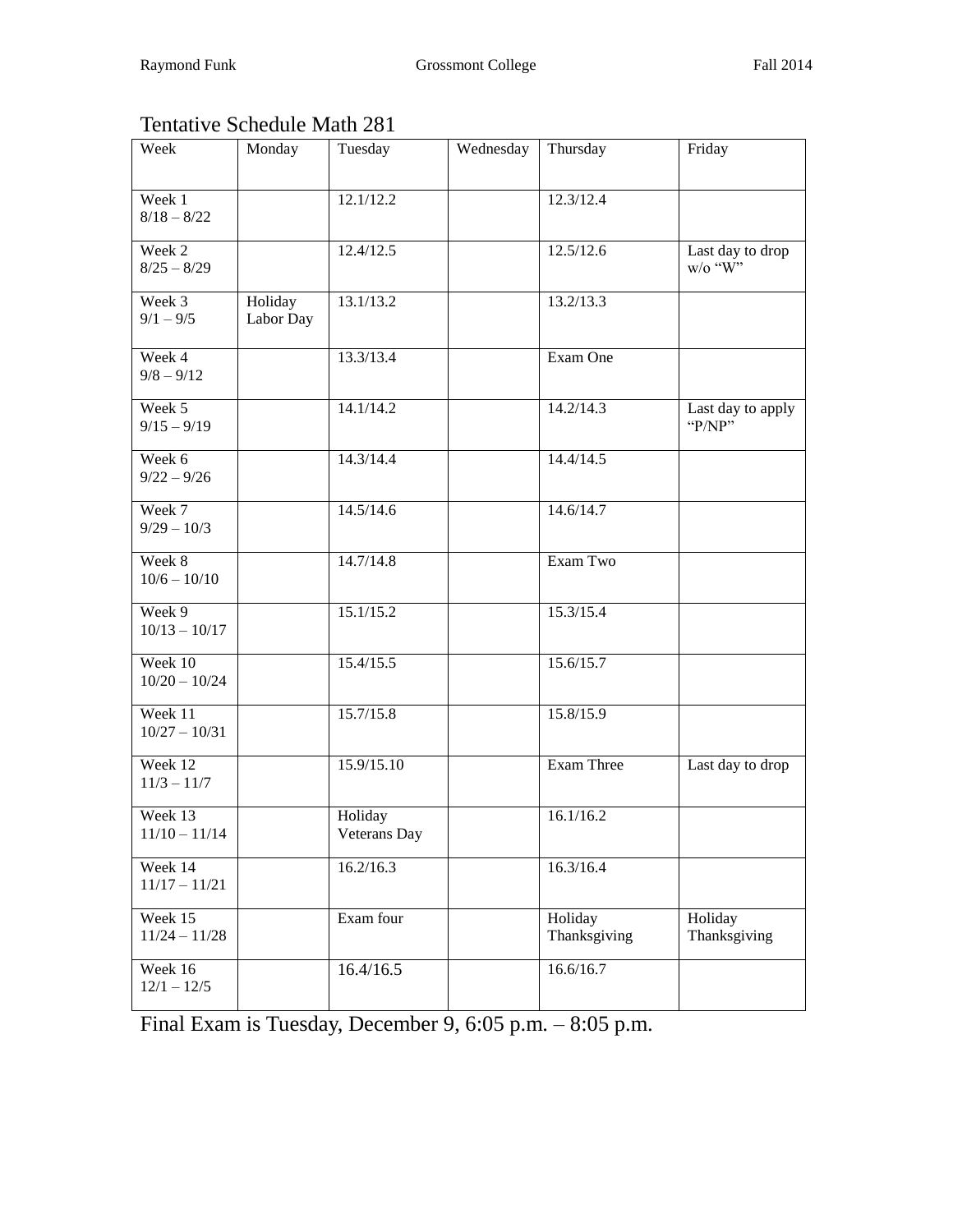# Tentative Schedule Math 281

| Week | Monday | Tuesday | Wednesday | Thursday | Friday |
|---|---|---|---|---|---|
| Week 1 8/18 – 8/22 | | 12.1/12.2 | | 12.3/12.4 | |
| Week 2 8/25 – 8/29 | | 12.4/12.5 | | 12.5/12.6 | Last day to drop w/o "W" |
| Week 3 9/1 – 9/5 | Holiday Labor Day | 13.1/13.2 | | 13.2/13.3 | |
| Week 4 9/8 – 9/12 | | 13.3/13.4 | | Exam One | |
| Week 5 9/15 – 9/19 | | 14.1/14.2 | | 14.2/14.3 | Last day to apply "P/NP" |
| Week 6 9/22 – 9/26 | | 14.3/14.4 | | 14.4/14.5 | |
| Week 7 9/29 – 10/3 | | 14.5/14.6 | | 14.6/14.7 | |
| Week 8 10/6 – 10/10 | | 14.7/14.8 | | Exam Two | |
| Week 9 10/13 – 10/17 | | 15.1/15.2 | | 15.3/15.4 | |
| Week 10 10/20 – 10/24 | | 15.4/15.5 | | 15.6/15.7 | |
| Week 11 10/27 – 10/31 | | 15.7/15.8 | | 15.8/15.9 | |
| Week 12 11/3 – 11/7 | | 15.9/15.10 | | Exam Three | Last day to drop |
| Week 13 11/10 – 11/14 | | Holiday Veterans Day | | 16.1/16.2 | |
| Week 14 11/17 – 11/21 | | 16.2/16.3 | | 16.3/16.4 | |
| Week 15 11/24 – 11/28 | | Exam four | | Holiday Thanksgiving | Holiday Thanksgiving |
| Week 16 12/1 – 12/5 | | 16.4/16.5 | | 16.6/16.7 | |

Final Exam is Tuesday, December 9, 6:05 p.m. – 8:05 p.m.